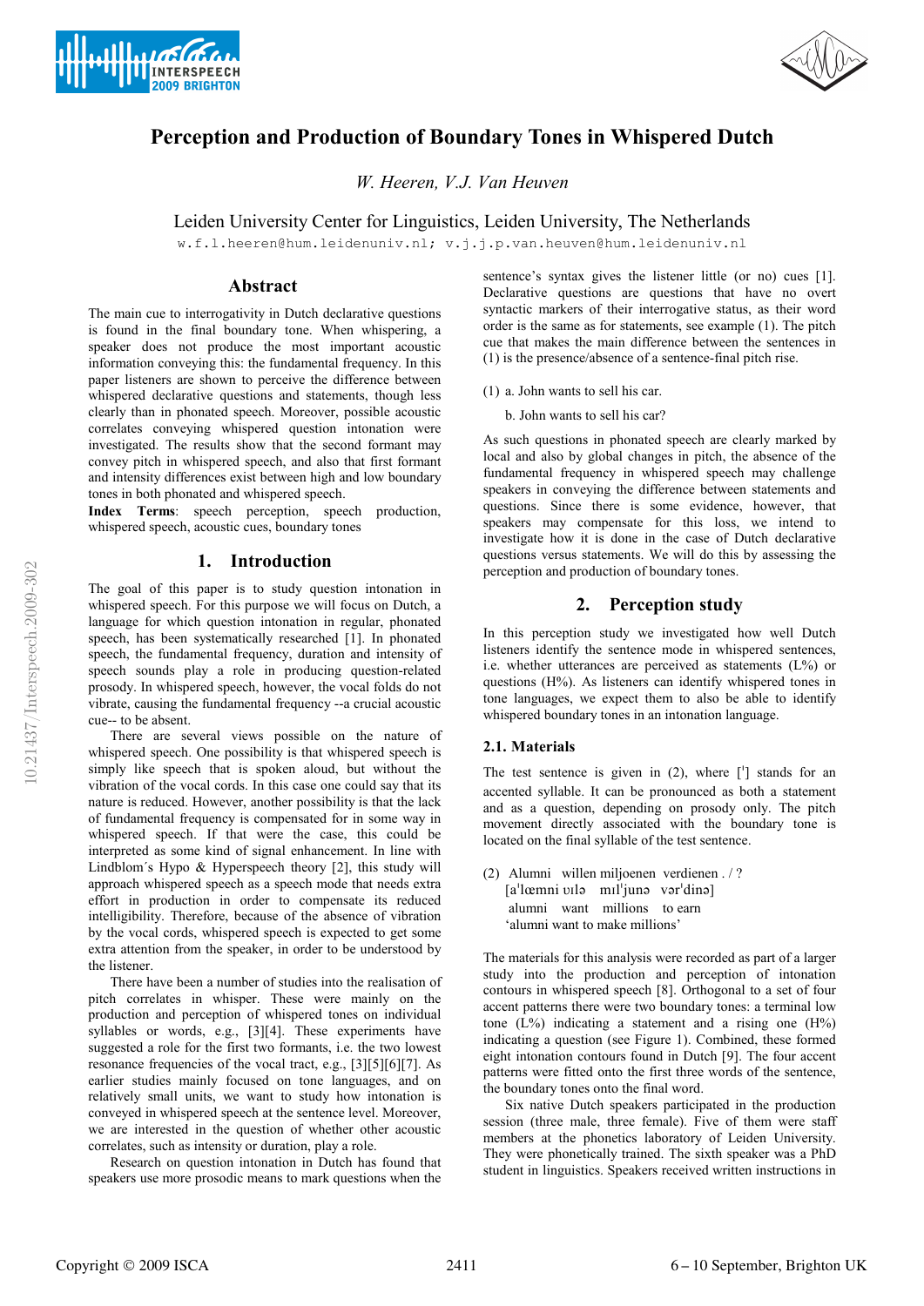# Perception and Production of Boundary Tones in Whispered Dutch

*W. Heeren, V.J. Van Heuven*

Leiden University Center for Linguistics, Leiden University, The Netherlands

w.f.l.heeren@hum.leidenuniv.nl; v.j.j.p.van.heuven@hum.leidenuniv.nl

## Abstract

The main cue to interrogativity in Dutch declarative questions is found in the final boundary tone. When whispering, a speaker does not produce the most important acoustic information conveying this: the fundamental frequency. In this paper listeners are shown to perceive the difference between whispered declarative questions and statements, though less clearly than in phonated speech. Moreover, possible acoustic correlates conveying whispered question intonation were investigated. The results show that the second formant may convey pitch in whispered speech, and also that first formant and intensity differences exist between high and low boundary tones in both phonated and whispered speech.

**Index Terms**: speech perception, speech production, whispered speech, acoustic cues, boundary tones

## 1. Introduction

The goal of this paper is to study question intonation in whispered speech. For this purpose we will focus on Dutch, a language for which question intonation in regular, phonated speech, has been systematically researched [1]. In phonated speech, the fundamental frequency, duration and intensity of speech sounds play a role in producing question-related prosody. In whispered speech, however, the vocal folds do not vibrate, causing the fundamental frequency --a crucial acoustic cue-- to be absent.

There are several views possible on the nature of whispered speech. One possibility is that whispered speech is simply like speech that is spoken aloud, but without the vibration of the vocal cords. In this case one could say that its nature is reduced. However, another possibility is that the lack of fundamental frequency is compensated for in some way in whispered speech. If that were the case, this could be interpreted as some kind of signal enhancement. In line with Lindblom´s Hypo & Hyperspeech theory [2], this study will approach whispered speech as a speech mode that needs extra effort in production in order to compensate its reduced intelligibility. Therefore, because of the absence of vibration by the vocal cords, whispered speech is expected to get some extra attention from the speaker, in order to be understood by the listener.

There have been a number of studies into the realisation of pitch correlates in whisper. These were mainly on the production and perception of whispered tones on individual syllables or words, e.g., [3][4]. These experiments have suggested a role for the first two formants, i.e. the two lowest resonance frequencies of the vocal tract, e.g., [3][5][6][7]. As earlier studies mainly focused on tone languages, and on relatively small units, we want to study how intonation is conveyed in whispered speech at the sentence level. Moreover, we are interested in the question of whether other acoustic correlates, such as intensity or duration, play a role.

Research on question intonation in Dutch has found that speakers use more prosodic means to mark questions when the sentence's syntax gives the listener little (or no) cues [1]. Declarative questions are questions that have no overt syntactic markers of their interrogative status, as their word order is the same as for statements, see example (1). The pitch cue that makes the main difference between the sentences in (1) is the presence/absence of a sentence-final pitch rise.

(1) a. John wants to sell his car.

b. John wants to sell his car?

As such questions in phonated speech are clearly marked by local and also by global changes in pitch, the absence of the fundamental frequency in whispered speech may challenge speakers in conveying the difference between statements and questions. Since there is some evidence, however, that speakers may compensate for this loss, we intend to investigate how it is done in the case of Dutch declarative questions versus statements. We will do this by assessing the perception and production of boundary tones.

## 2. Perception study

In this perception study we investigated how well Dutch listeners identify the sentence mode in whispered sentences, i.e. whether utterances are perceived as statements (L%) or questions (H%). As listeners can identify whispered tones in tone languages, we expect them to also be able to identify whispered boundary tones in an intonation language.

### 2.1. Materials

The test sentence is given in (2), where [ˈ] stands for an accented syllable. It can be pronounced as both a statement and as a question, depending on prosody only. The pitch movement directly associated with the boundary tone is located on the final syllable of the test sentence.

(2) Alumni willen miljoenen verdienen . / ?
[aˈlœmni ʋɪlə mɪlˈjunə vərˈdinə]
alumni want millions to earn
'alumni want to make millions'

The materials for this analysis were recorded as part of a larger study into the production and perception of intonation contours in whispered speech [8]. Orthogonal to a set of four accent patterns there were two boundary tones: a terminal low tone (L%) indicating a statement and a rising one (H%) indicating a question (see Figure 1). Combined, these formed eight intonation contours found in Dutch [9]. The four accent patterns were fitted onto the first three words of the sentence, the boundary tones onto the final word.

Six native Dutch speakers participated in the production session (three male, three female). Five of them were staff members at the phonetics laboratory of Leiden University. They were phonetically trained. The sixth speaker was a PhD student in linguistics. Speakers received written instructions in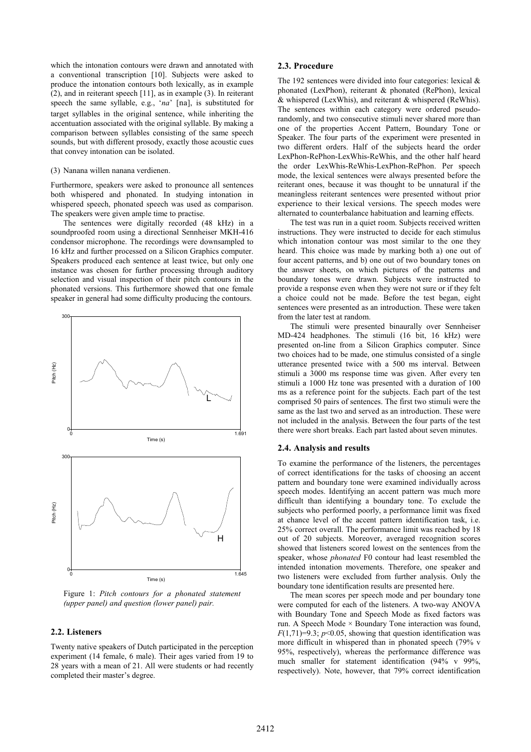which the intonation contours were drawn and annotated with a conventional transcription [10]. Subjects were asked to produce the intonation contours both lexically, as in example (2), and in reiterant speech [11], as in example (3). In reiterant speech the same syllable, e.g., '*na*' [na], is substituted for target syllables in the original sentence, while inheriting the accentuation associated with the original syllable. By making a comparison between syllables consisting of the same speech sounds, but with different prosody, exactly those acoustic cues that convey intonation can be isolated.

(3) Nanana willen nanana verdienen.

Furthermore, speakers were asked to pronounce all sentences both whispered and phonated. In studying intonation in whispered speech, phonated speech was used as comparison. The speakers were given ample time to practise.

The sentences were digitally recorded (48 kHz) in a soundproofed room using a directional Sennheiser MKH-416 condensor microphone. The recordings were downsampled to 16 kHz and further processed on a Silicon Graphics computer. Speakers produced each sentence at least twice, but only one instance was chosen for further processing through auditory selection and visual inspection of their pitch contours in the phonated versions. This furthermore showed that one female speaker in general had some difficulty producing the contours.

Figure 1: *Pitch contours for a phonated statement (upper panel) and question (lower panel) pair.*

### 2.2. Listeners

Twenty native speakers of Dutch participated in the perception experiment (14 female, 6 male). Their ages varied from 19 to 28 years with a mean of 21. All were students or had recently completed their master's degree.

### 2.3. Procedure

The 192 sentences were divided into four categories: lexical & phonated (LexPhon), reiterant & phonated (RePhon), lexical & whispered (LexWhis), and reiterant & whispered (ReWhis). The sentences within each category were ordered pseudo-randomly, and two consecutive stimuli never shared more than one of the properties Accent Pattern, Boundary Tone or Speaker. The four parts of the experiment were presented in two different orders. Half of the subjects heard the order LexPhon-RePhon-LexWhis-ReWhis, and the other half heard the order LexWhis-ReWhis-LexPhon-RePhon. Per speech mode, the lexical sentences were always presented before the reiterant ones, because it was thought to be unnatural if the meaningless reiterant sentences were presented without prior experience to their lexical versions. The speech modes were alternated to counterbalance habituation and learning effects.

The test was run in a quiet room. Subjects received written instructions. They were instructed to decide for each stimulus which intonation contour was most similar to the one they heard. This choice was made by marking both a) one out of four accent patterns, and b) one out of two boundary tones on the answer sheets, on which pictures of the patterns and boundary tones were drawn. Subjects were instructed to provide a response even when they were not sure or if they felt a choice could not be made. Before the test began, eight sentences were presented as an introduction. These were taken from the later test at random.

The stimuli were presented binaurally over Sennheiser MD-424 headphones. The stimuli (16 bit, 16 kHz) were presented on-line from a Silicon Graphics computer. Since two choices had to be made, one stimulus consisted of a single utterance presented twice with a 500 ms interval. Between stimuli a 3000 ms response time was given. After every ten stimuli a 1000 Hz tone was presented with a duration of 100 ms as a reference point for the subjects. Each part of the test comprised 50 pairs of sentences. The first two stimuli were the same as the last two and served as an introduction. These were not included in the analysis. Between the four parts of the test there were short breaks. Each part lasted about seven minutes.

### 2.4. Analysis and results

To examine the performance of the listeners, the percentages of correct identifications for the tasks of choosing an accent pattern and boundary tone were examined individually across speech modes. Identifying an accent pattern was much more difficult than identifying a boundary tone. To exclude the subjects who performed poorly, a performance limit was fixed at chance level of the accent pattern identification task, i.e. 25% correct overall. The performance limit was reached by 18 out of 20 subjects. Moreover, averaged recognition scores showed that listeners scored lowest on the sentences from the speaker, whose *phonated* F0 contour had least resembled the intended intonation movements. Therefore, one speaker and two listeners were excluded from further analysis. Only the boundary tone identification results are presented here.

The mean scores per speech mode and per boundary tone were computed for each of the listeners. A two-way ANOVA with Boundary Tone and Speech Mode as fixed factors was run. A Speech Mode × Boundary Tone interaction was found, $F(1,71)=9.3$; $p<0.05$, showing that question identification was more difficult in whispered than in phonated speech (79% v 95%, respectively), whereas the performance difference was much smaller for statement identification (94% v 99%, respectively). Note, however, that 79% correct identification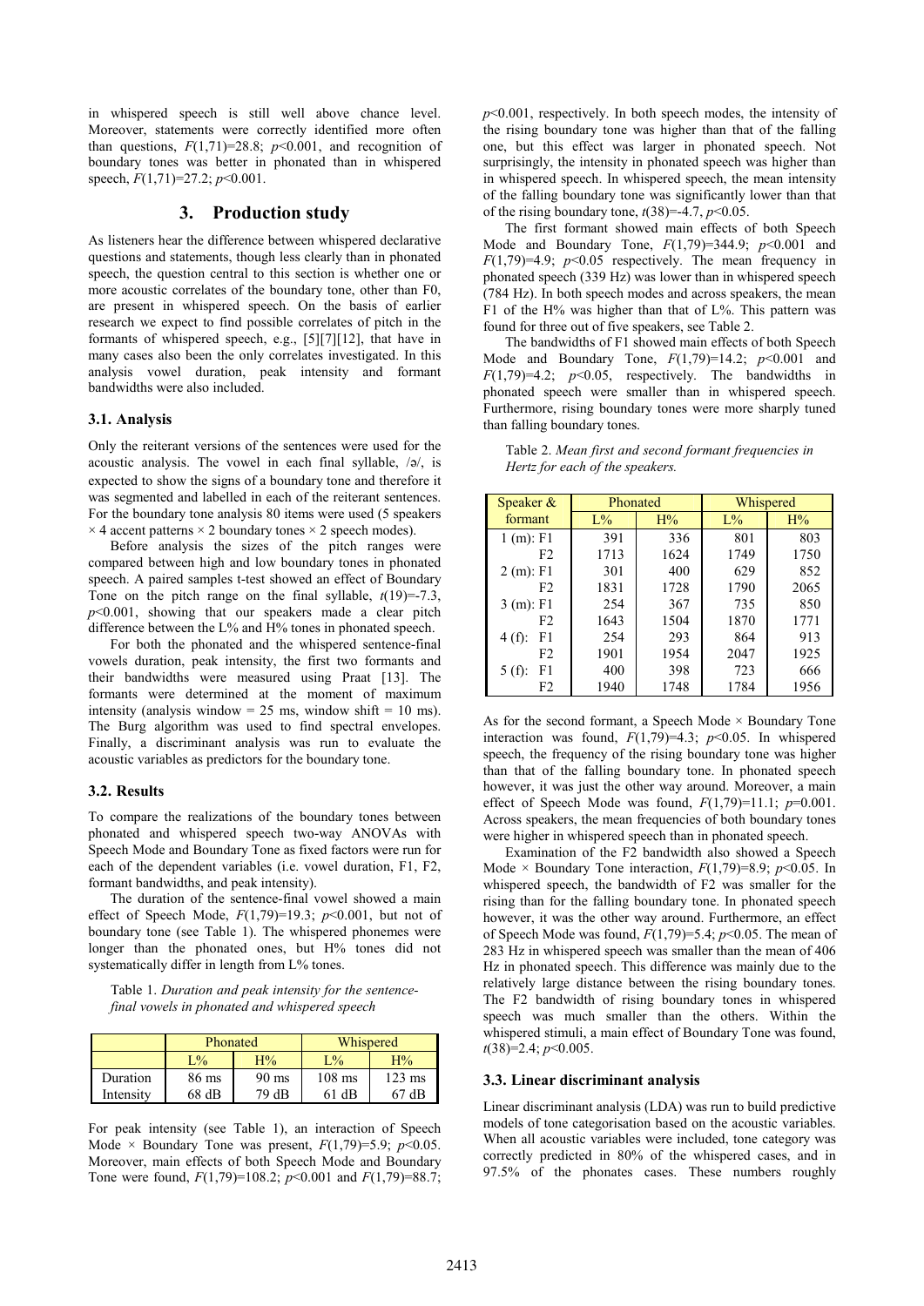in whispered speech is still well above chance level. Moreover, statements were correctly identified more often than questions, $F(1,71)=28.8$; $p<0.001$, and recognition of boundary tones was better in phonated than in whispered speech, $F(1,71)=27.2$; $p<0.001$.

## 3. Production study

As listeners hear the difference between whispered declarative questions and statements, though less clearly than in phonated speech, the question central to this section is whether one or more acoustic correlates of the boundary tone, other than F0, are present in whispered speech. On the basis of earlier research we expect to find possible correlates of pitch in the formants of whispered speech, e.g., [5][7][12], that have in many cases also been the only correlates investigated. In this analysis vowel duration, peak intensity and formant bandwidths were also included.

### 3.1. Analysis

Only the reiterant versions of the sentences were used for the acoustic analysis. The vowel in each final syllable, /ə/, is expected to show the signs of a boundary tone and therefore it was segmented and labelled in each of the reiterant sentences. For the boundary tone analysis 80 items were used (5 speakers × 4 accent patterns × 2 boundary tones × 2 speech modes).

Before analysis the sizes of the pitch ranges were compared between high and low boundary tones in phonated speech. A paired samples t-test showed an effect of Boundary Tone on the pitch range on the final syllable, $t(19)=-7.3$, $p<0.001$, showing that our speakers made a clear pitch difference between the L% and H% tones in phonated speech.

For both the phonated and the whispered sentence-final vowels duration, peak intensity, the first two formants and their bandwidths were measured using Praat [13]. The formants were determined at the moment of maximum intensity (analysis window = 25 ms, window shift = 10 ms). The Burg algorithm was used to find spectral envelopes. Finally, a discriminant analysis was run to evaluate the acoustic variables as predictors for the boundary tone.

### 3.2. Results

To compare the realizations of the boundary tones between phonated and whispered speech two-way ANOVAs with Speech Mode and Boundary Tone as fixed factors were run for each of the dependent variables (i.e. vowel duration, F1, F2, formant bandwidths, and peak intensity).

The duration of the sentence-final vowel showed a main effect of Speech Mode, $F(1,79)=19.3$; $p<0.001$, but not of boundary tone (see Table 1). The whispered phonemes were longer than the phonated ones, but H% tones did not systematically differ in length from L% tones.

Table 1. *Duration and peak intensity for the sentence-final vowels in phonated and whispered speech*

| | Phonated | | Whispered | |
|---|---|---|---|---|
| | L% | H% | L% | H% |
| Duration | 86 ms | 90 ms | 108 ms | 123 ms |
| Intensity | 68 dB | 79 dB | 61 dB | 67 dB |

For peak intensity (see Table 1), an interaction of Speech Mode × Boundary Tone was present, $F(1,79)=5.9$; $p<0.05$. Moreover, main effects of both Speech Mode and Boundary Tone were found, $F(1,79)=108.2$; $p<0.001$ and $F(1,79)=88.7$; $p<0.001$, respectively. In both speech modes, the intensity of the rising boundary tone was higher than that of the falling one, but this effect was larger in phonated speech. Not surprisingly, the intensity in phonated speech was higher than in whispered speech. In whispered speech, the mean intensity of the falling boundary tone was significantly lower than that of the rising boundary tone, $t(38)=-4.7$, $p<0.05$.

The first formant showed main effects of both Speech Mode and Boundary Tone, $F(1,79)=344.9$; $p<0.001$ and $F(1,79)=4.9$; $p<0.05$ respectively. The mean frequency in phonated speech (339 Hz) was lower than in whispered speech (784 Hz). In both speech modes and across speakers, the mean F1 of the H% was higher than that of L%. This pattern was found for three out of five speakers, see Table 2.

The bandwidths of F1 showed main effects of both Speech Mode and Boundary Tone, $F(1,79)=14.2$; $p<0.001$ and $F(1,79)=4.2$; $p<0.05$, respectively. The bandwidths in phonated speech were smaller than in whispered speech. Furthermore, rising boundary tones were more sharply tuned than falling boundary tones.

Table 2. *Mean first and second formant frequencies in Hertz for each of the speakers.*

| Speaker & formant | Phonated | | Whispered | |
|---|---|---|---|---|
| | L% | H% | L% | H% |
| 1 (m): F1 | 391 | 336 | 801 | 803 |
| F2 | 1713 | 1624 | 1749 | 1750 |
| 2 (m): F1 | 301 | 400 | 629 | 852 |
| F2 | 1831 | 1728 | 1790 | 2065 |
| 3 (m): F1 | 254 | 367 | 735 | 850 |
| F2 | 1643 | 1504 | 1870 | 1771 |
| 4 (f): F1 | 254 | 293 | 864 | 913 |
| F2 | 1901 | 1954 | 2047 | 1925 |
| 5 (f): F1 | 400 | 398 | 723 | 666 |
| F2 | 1940 | 1748 | 1784 | 1956 |

As for the second formant, a Speech Mode × Boundary Tone interaction was found, $F(1,79)=4.3$; $p<0.05$. In whispered speech, the frequency of the rising boundary tone was higher than that of the falling boundary tone. In phonated speech however, it was just the other way around. Moreover, a main effect of Speech Mode was found, $F(1,79)=11.1$; $p=0.001$. Across speakers, the mean frequencies of both boundary tones were higher in whispered speech than in phonated speech.

Examination of the F2 bandwidth also showed a Speech Mode × Boundary Tone interaction, $F(1,79)=8.9$; $p<0.05$. In whispered speech, the bandwidth of F2 was smaller for the rising than for the falling boundary tone. In phonated speech however, it was the other way around. Furthermore, an effect of Speech Mode was found, $F(1,79)=5.4$; $p<0.05$. The mean of 283 Hz in whispered speech was smaller than the mean of 406 Hz in phonated speech. This difference was mainly due to the relatively large distance between the rising boundary tones. The F2 bandwidth of rising boundary tones in whispered speech was much smaller than the others. Within the whispered stimuli, a main effect of Boundary Tone was found, $t(38)=2.4$; $p<0.005$.

### 3.3. Linear discriminant analysis

Linear discriminant analysis (LDA) was run to build predictive models of tone categorisation based on the acoustic variables. When all acoustic variables were included, tone category was correctly predicted in 80% of the whispered cases, and in 97.5% of the phonates cases. These numbers roughly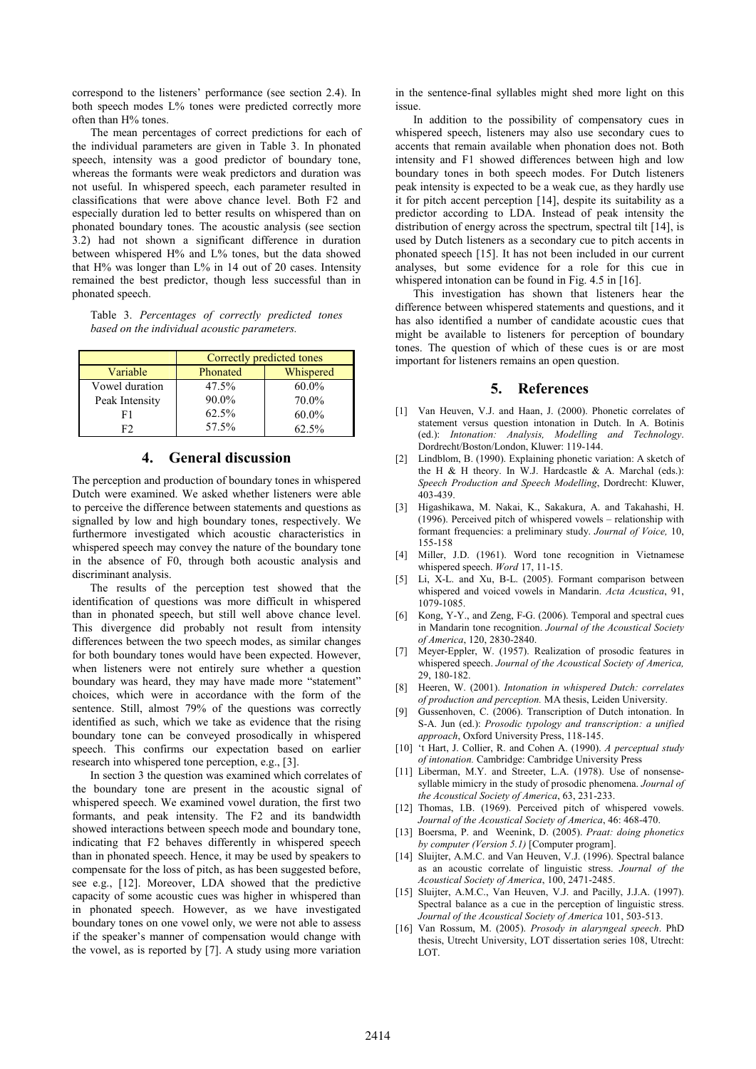correspond to the listeners' performance (see section 2.4). In both speech modes L% tones were predicted correctly more often than H% tones.

The mean percentages of correct predictions for each of the individual parameters are given in Table 3. In phonated speech, intensity was a good predictor of boundary tone, whereas the formants were weak predictors and duration was not useful. In whispered speech, each parameter resulted in classifications that were above chance level. Both F2 and especially duration led to better results on whispered than on phonated boundary tones. The acoustic analysis (see section 3.2) had not shown a significant difference in duration between whispered H% and L% tones, but the data showed that H% was longer than L% in 14 out of 20 cases. Intensity remained the best predictor, though less successful than in phonated speech.

Table 3. *Percentages of correctly predicted tones based on the individual acoustic parameters.*

| | Correctly predicted tones | |
|---|---|---|
| Variable | Phonated | Whispered |
| Vowel duration | 47.5% | 60.0% |
| Peak Intensity | 90.0% | 70.0% |
| F1 | 62.5% | 60.0% |
| F2 | 57.5% | 62.5% |

## 4. General discussion

The perception and production of boundary tones in whispered Dutch were examined. We asked whether listeners were able to perceive the difference between statements and questions as signalled by low and high boundary tones, respectively. We furthermore investigated which acoustic characteristics in whispered speech may convey the nature of the boundary tone in the absence of F0, through both acoustic analysis and discriminant analysis.

The results of the perception test showed that the identification of questions was more difficult in whispered than in phonated speech, but still well above chance level. This divergence did probably not result from intensity differences between the two speech modes, as similar changes for both boundary tones would have been expected. However, when listeners were not entirely sure whether a question boundary was heard, they may have made more "statement" choices, which were in accordance with the form of the sentence. Still, almost 79% of the questions was correctly identified as such, which we take as evidence that the rising boundary tone can be conveyed prosodically in whispered speech. This confirms our expectation based on earlier research into whispered tone perception, e.g., [3].

In section 3 the question was examined which correlates of the boundary tone are present in the acoustic signal of whispered speech. We examined vowel duration, the first two formants, and peak intensity. The F2 and its bandwidth showed interactions between speech mode and boundary tone, indicating that F2 behaves differently in whispered speech than in phonated speech. Hence, it may be used by speakers to compensate for the loss of pitch, as has been suggested before, see e.g., [12]. Moreover, LDA showed that the predictive capacity of some acoustic cues was higher in whispered than in phonated speech. However, as we have investigated boundary tones on one vowel only, we were not able to assess if the speaker's manner of compensation would change with the vowel, as is reported by [7]. A study using more variation in the sentence-final syllables might shed more light on this issue.

In addition to the possibility of compensatory cues in whispered speech, listeners may also use secondary cues to accents that remain available when phonation does not. Both intensity and F1 showed differences between high and low boundary tones in both speech modes. For Dutch listeners peak intensity is expected to be a weak cue, as they hardly use it for pitch accent perception [14], despite its suitability as a predictor according to LDA. Instead of peak intensity the distribution of energy across the spectrum, spectral tilt [14], is used by Dutch listeners as a secondary cue to pitch accents in phonated speech [15]. It has not been included in our current analyses, but some evidence for a role for this cue in whispered intonation can be found in Fig. 4.5 in [16].

This investigation has shown that listeners hear the difference between whispered statements and questions, and it has also identified a number of candidate acoustic cues that might be available to listeners for perception of boundary tones. The question of which of these cues is or are most important for listeners remains an open question.

## 5. References

[1] Van Heuven, V.J. and Haan, J. (2000). Phonetic correlates of statement versus question intonation in Dutch. In A. Botinis (ed.): *Intonation: Analysis, Modelling and Technology*. Dordrecht/Boston/London, Kluwer: 119-144.

[2] Lindblom, B. (1990). Explaining phonetic variation: A sketch of the H & H theory. In W.J. Hardcastle & A. Marchal (eds.): *Speech Production and Speech Modelling*, Dordrecht: Kluwer, 403-439.

[3] Higashikawa, M. Nakai, K., Sakakura, A. and Takahashi, H. (1996). Perceived pitch of whispered vowels – relationship with formant frequencies: a preliminary study. *Journal of Voice,* 10, 155-158

[4] Miller, J.D. (1961). Word tone recognition in Vietnamese whispered speech. *Word* 17, 11-15.

[5] Li, X-L. and Xu, B-L. (2005). Formant comparison between whispered and voiced vowels in Mandarin. *Acta Acustica*, 91, 1079-1085.

[6] Kong, Y-Y., and Zeng, F-G. (2006). Temporal and spectral cues in Mandarin tone recognition. *Journal of the Acoustical Society of America*, 120, 2830-2840.

[7] Meyer-Eppler, W. (1957). Realization of prosodic features in whispered speech. *Journal of the Acoustical Society of America,* 29, 180-182.

[8] Heeren, W. (2001). *Intonation in whispered Dutch: correlates of production and perception.* MA thesis, Leiden University.

[9] Gussenhoven, C. (2006). Transcription of Dutch intonation. In S-A. Jun (ed.): *Prosodic typology and transcription: a unified approach*, Oxford University Press, 118-145.

[10] 't Hart, J. Collier, R. and Cohen A. (1990). *A perceptual study of intonation.* Cambridge: Cambridge University Press

[11] Liberman, M.Y. and Streeter, L.A. (1978). Use of nonsense-syllable mimicry in the study of prosodic phenomena. *Journal of the Acoustical Society of America*, 63, 231-233.

[12] Thomas, I.B. (1969). Perceived pitch of whispered vowels. *Journal of the Acoustical Society of America*, 46: 468-470.

[13] Boersma, P. and Weenink, D. (2005). *Praat: doing phonetics by computer (Version 5.1)* [Computer program].

[14] Sluijter, A.M.C. and Van Heuven, V.J. (1996). Spectral balance as an acoustic correlate of linguistic stress. *Journal of the Acoustical Society of America*, 100, 2471-2485.

[15] Sluijter, A.M.C., Van Heuven, V.J. and Pacilly, J.J.A. (1997). Spectral balance as a cue in the perception of linguistic stress. *Journal of the Acoustical Society of America* 101, 503-513.

[16] Van Rossum, M. (2005). *Prosody in alaryngeal speech*. PhD thesis, Utrecht University, LOT dissertation series 108, Utrecht: LOT.